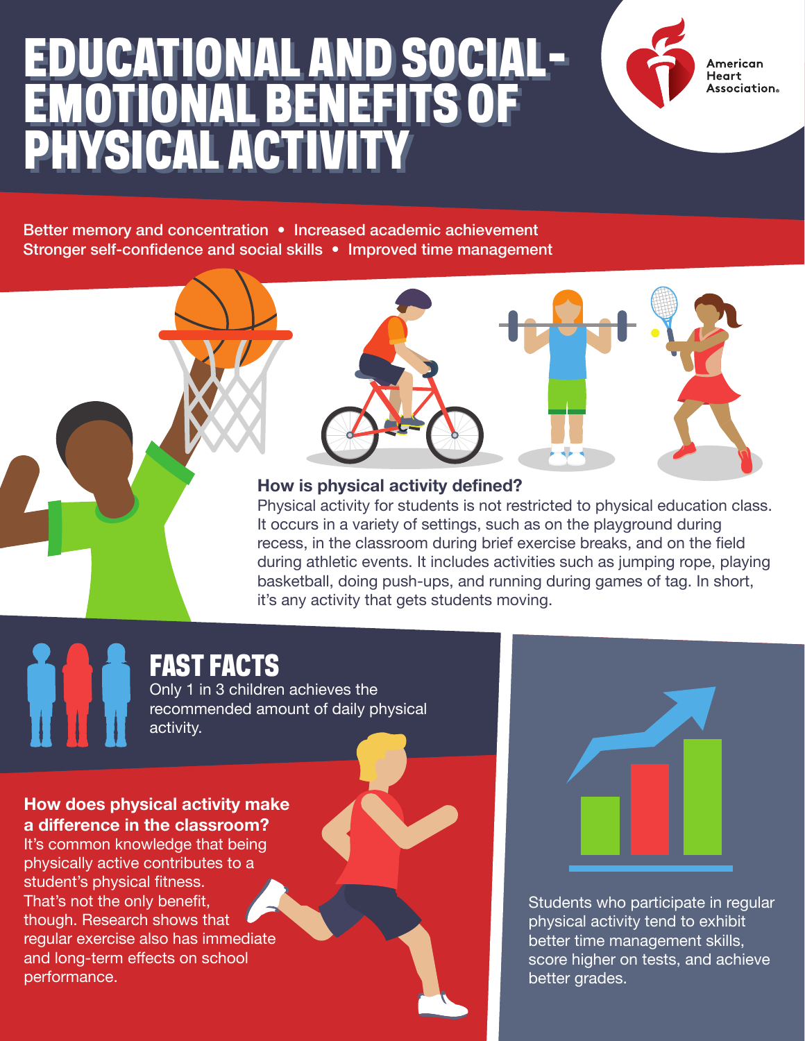# EDUCATIONAL AND SOCIAL-EMOTIONAL BENEFITS OF PHYSICAL ACTIVITY

American Heart Association.

Better memory and concentration • Increased academic achievement
Stronger self-confidence and social skills • Improved time management

### How is physical activity defined?

Physical activity for students is not restricted to physical education class. It occurs in a variety of settings, such as on the playground during recess, in the classroom during brief exercise breaks, and on the field during athletic events. It includes activities such as jumping rope, playing basketball, doing push-ups, and running during games of tag. In short, it's any activity that gets students moving.

## FAST FACTS

Only 1 in 3 children achieves the recommended amount of daily physical activity.

### How does physical activity make a difference in the classroom?

It's common knowledge that being physically active contributes to a student's physical fitness. That's not the only benefit, though. Research shows that regular exercise also has immediate and long-term effects on school performance.

Students who participate in regular physical activity tend to exhibit better time management skills, score higher on tests, and achieve better grades.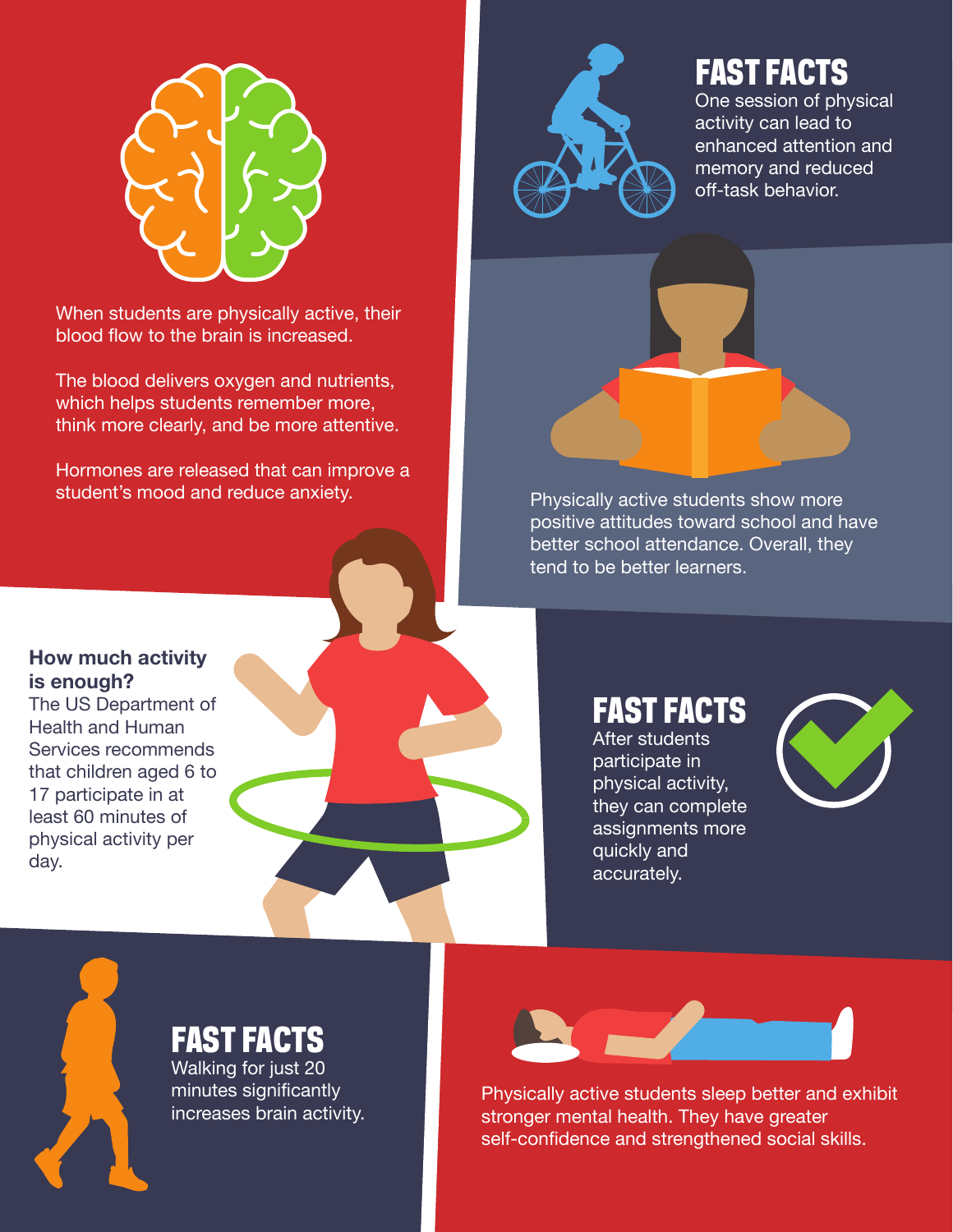When students are physically active, their blood flow to the brain is increased.

The blood delivers oxygen and nutrients, which helps students remember more, think more clearly, and be more attentive.

Hormones are released that can improve a student's mood and reduce anxiety.

## FAST FACTS

One session of physical activity can lead to enhanced attention and memory and reduced off-task behavior.

Physically active students show more positive attitudes toward school and have better school attendance. Overall, they tend to be better learners.

**How much activity is enough?**
The US Department of Health and Human Services recommends that children aged 6 to 17 participate in at least 60 minutes of physical activity per day.

## FAST FACTS

After students participate in physical activity, they can complete assignments more quickly and accurately.

## FAST FACTS

Walking for just 20 minutes significantly increases brain activity.

Physically active students sleep better and exhibit stronger mental health. They have greater self-confidence and strengthened social skills.